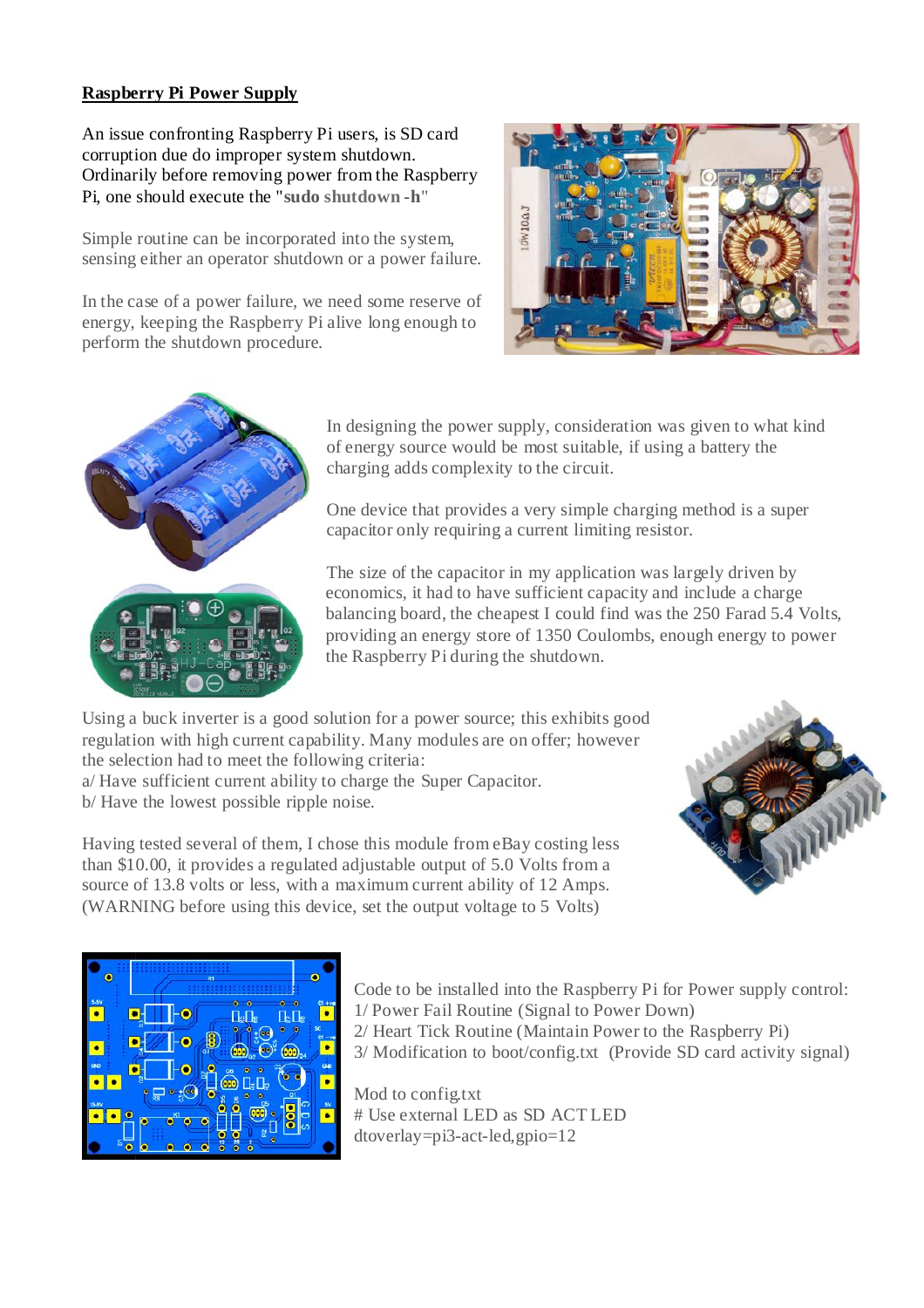**Raspberry Pi Power Supply**

An issue confronting Raspberry Pi users, is SD card corruption due do improper system shutdown. Ordinarily before removing power from the Raspberry Pi, one should execute the "**sudo shutdown -h**"

Simple routine can be incorporated into the system, sensing either an operator shutdown or a power failure.

In the case of a power failure, we need some reserve of energy, keeping the Raspberry Pi alive long enough to perform the shutdown procedure.

In designing the power supply, consideration was given to what kind of energy source would be most suitable, if using a battery the charging adds complexity to the circuit.

One device that provides a very simple charging method is a super capacitor only requiring a current limiting resistor.

The size of the capacitor in my application was largely driven by economics, it had to have sufficient capacity and include a charge balancing board, the cheapest I could find was the 250 Farad 5.4 Volts, providing an energy store of 1350 Coulombs, enough energy to power the Raspberry Pi during the shutdown.

Using a buck inverter is a good solution for a power source; this exhibits good regulation with high current capability. Many modules are on offer; however the selection had to meet the following criteria:
a/ Have sufficient current ability to charge the Super Capacitor.
b/ Have the lowest possible ripple noise.

Having tested several of them, I chose this module from eBay costing less than $10.00, it provides a regulated adjustable output of 5.0 Volts from a source of 13.8 volts or less, with a maximum current ability of 12 Amps. (WARNING before using this device, set the output voltage to 5 Volts)

Code to be installed into the Raspberry Pi for Power supply control:
1/ Power Fail Routine (Signal to Power Down)
2/ Heart Tick Routine (Maintain Power to the Raspberry Pi)
3/ Modification to boot/config.txt (Provide SD card activity signal)

Mod to config.txt

```
# Use external LED as SD ACT LED
dtoverlay=pi3-act-led,gpio=12
```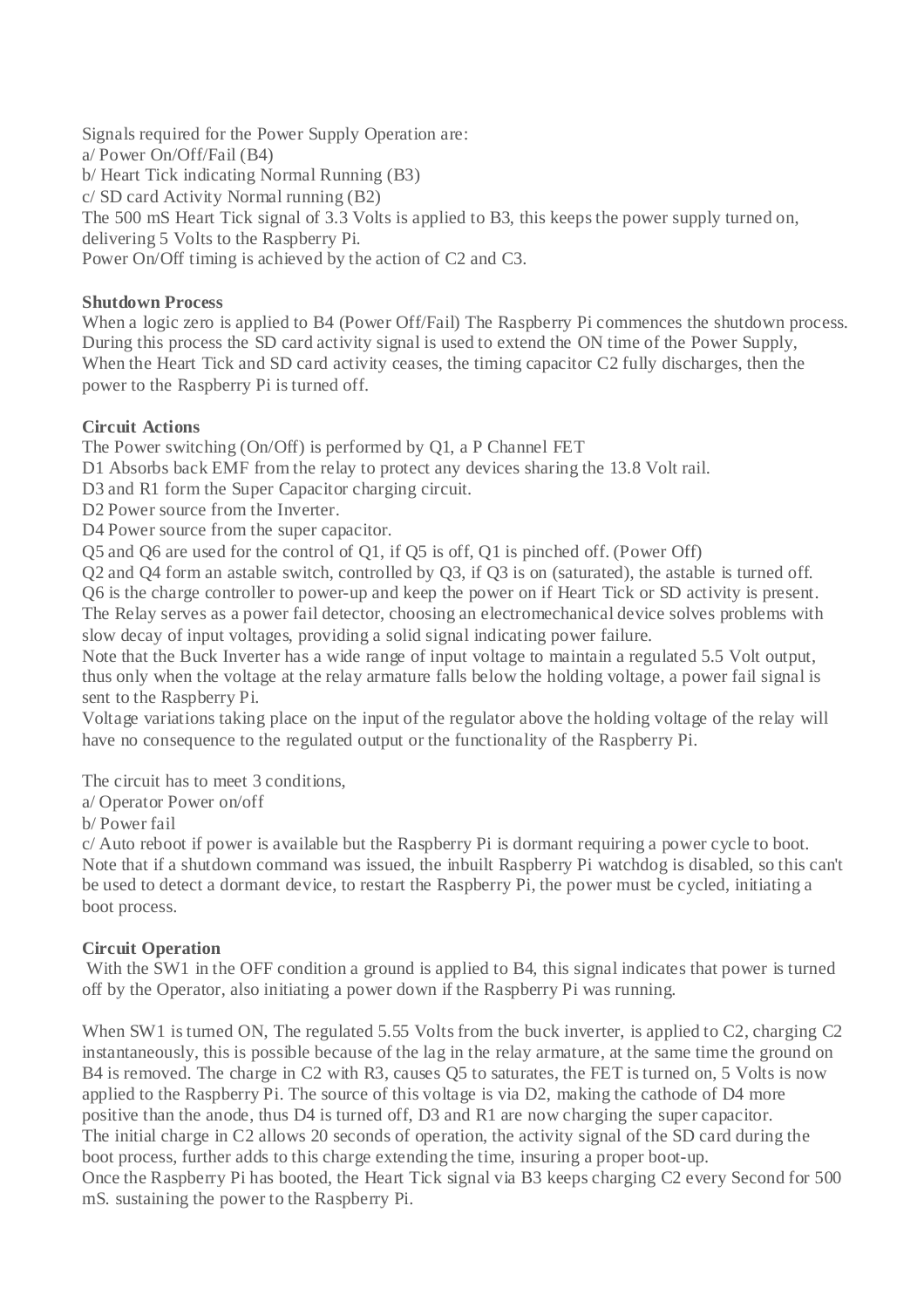Signals required for the Power Supply Operation are:
a/ Power On/Off/Fail (B4)
b/ Heart Tick indicating Normal Running (B3)
c/ SD card Activity Normal running (B2)
The 500 mS Heart Tick signal of 3.3 Volts is applied to B3, this keeps the power supply turned on, delivering 5 Volts to the Raspberry Pi.
Power On/Off timing is achieved by the action of C2 and C3.

**Shutdown Process**
When a logic zero is applied to B4 (Power Off/Fail) The Raspberry Pi commences the shutdown process. During this process the SD card activity signal is used to extend the ON time of the Power Supply, When the Heart Tick and SD card activity ceases, the timing capacitor C2 fully discharges, then the power to the Raspberry Pi is turned off.

**Circuit Actions**
The Power switching (On/Off) is performed by Q1, a P Channel FET
D1 Absorbs back EMF from the relay to protect any devices sharing the 13.8 Volt rail.
D3 and R1 form the Super Capacitor charging circuit.
D2 Power source from the Inverter.
D4 Power source from the super capacitor.
Q5 and Q6 are used for the control of Q1, if Q5 is off, Q1 is pinched off. (Power Off)
Q2 and Q4 form an astable switch, controlled by Q3, if Q3 is on (saturated), the astable is turned off.
Q6 is the charge controller to power-up and keep the power on if Heart Tick or SD activity is present.
The Relay serves as a power fail detector, choosing an electromechanical device solves problems with slow decay of input voltages, providing a solid signal indicating power failure.
Note that the Buck Inverter has a wide range of input voltage to maintain a regulated 5.5 Volt output, thus only when the voltage at the relay armature falls below the holding voltage, a power fail signal is sent to the Raspberry Pi.
Voltage variations taking place on the input of the regulator above the holding voltage of the relay will have no consequence to the regulated output or the functionality of the Raspberry Pi.

The circuit has to meet 3 conditions,
a/ Operator Power on/off
b/ Power fail
c/ Auto reboot if power is available but the Raspberry Pi is dormant requiring a power cycle to boot.
Note that if a shutdown command was issued, the inbuilt Raspberry Pi watchdog is disabled, so this can't be used to detect a dormant device, to restart the Raspberry Pi, the power must be cycled, initiating a boot process.

**Circuit Operation**
With the SW1 in the OFF condition a ground is applied to B4, this signal indicates that power is turned off by the Operator, also initiating a power down if the Raspberry Pi was running.

When SW1 is turned ON, The regulated 5.55 Volts from the buck inverter, is applied to C2, charging C2 instantaneously, this is possible because of the lag in the relay armature, at the same time the ground on B4 is removed. The charge in C2 with R3, causes Q5 to saturates, the FET is turned on, 5 Volts is now applied to the Raspberry Pi. The source of this voltage is via D2, making the cathode of D4 more positive than the anode, thus D4 is turned off, D3 and R1 are now charging the super capacitor.
The initial charge in C2 allows 20 seconds of operation, the activity signal of the SD card during the boot process, further adds to this charge extending the time, insuring a proper boot-up.
Once the Raspberry Pi has booted, the Heart Tick signal via B3 keeps charging C2 every Second for 500 mS. sustaining the power to the Raspberry Pi.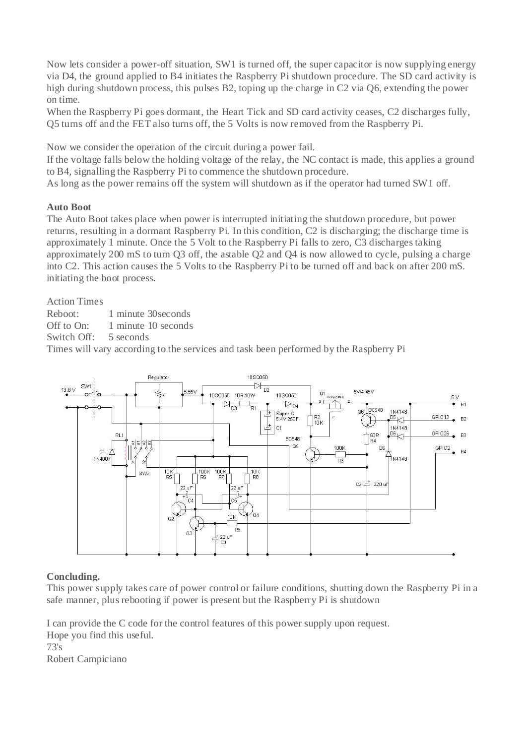Now lets consider a power-off situation, SW1 is turned off, the super capacitor is now supplying energy via D4, the ground applied to B4 initiates the Raspberry Pi shutdown procedure. The SD card activity is high during shutdown process, this pulses B2, toping up the charge in C2 via Q6, extending the power on time.

When the Raspberry Pi goes dormant, the Heart Tick and SD card activity ceases, C2 discharges fully, Q5 turns off and the FET also turns off, the 5 Volts is now removed from the Raspberry Pi.

Now we consider the operation of the circuit during a power fail.

If the voltage falls below the holding voltage of the relay, the NC contact is made, this applies a ground to B4, signalling the Raspberry Pi to commence the shutdown procedure.

As long as the power remains off the system will shutdown as if the operator had turned SW1 off.

**Auto Boot**

The Auto Boot takes place when power is interrupted initiating the shutdown procedure, but power returns, resulting in a dormant Raspberry Pi. In this condition, C2 is discharging; the discharge time is approximately 1 minute. Once the 5 Volt to the Raspberry Pi falls to zero, C3 discharges taking approximately 200 mS to turn Q3 off, the astable Q2 and Q4 is now allowed to cycle, pulsing a charge into C2. This action causes the 5 Volts to the Raspberry Pi to be turned off and back on after 200 mS. initiating the boot process.

Action Times

Reboot: 1 minute 30seconds

Off to On: 1 minute 10 seconds

Switch Off: 5 seconds

Times will vary according to the services and task been performed by the Raspberry Pi

**Concluding.**

This power supply takes care of power control or failure conditions, shutting down the Raspberry Pi in a safe manner, plus rebooting if power is present but the Raspberry Pi is shutdown

I can provide the C code for the control features of this power supply upon request.

Hope you find this useful.

73's

Robert Campiciano